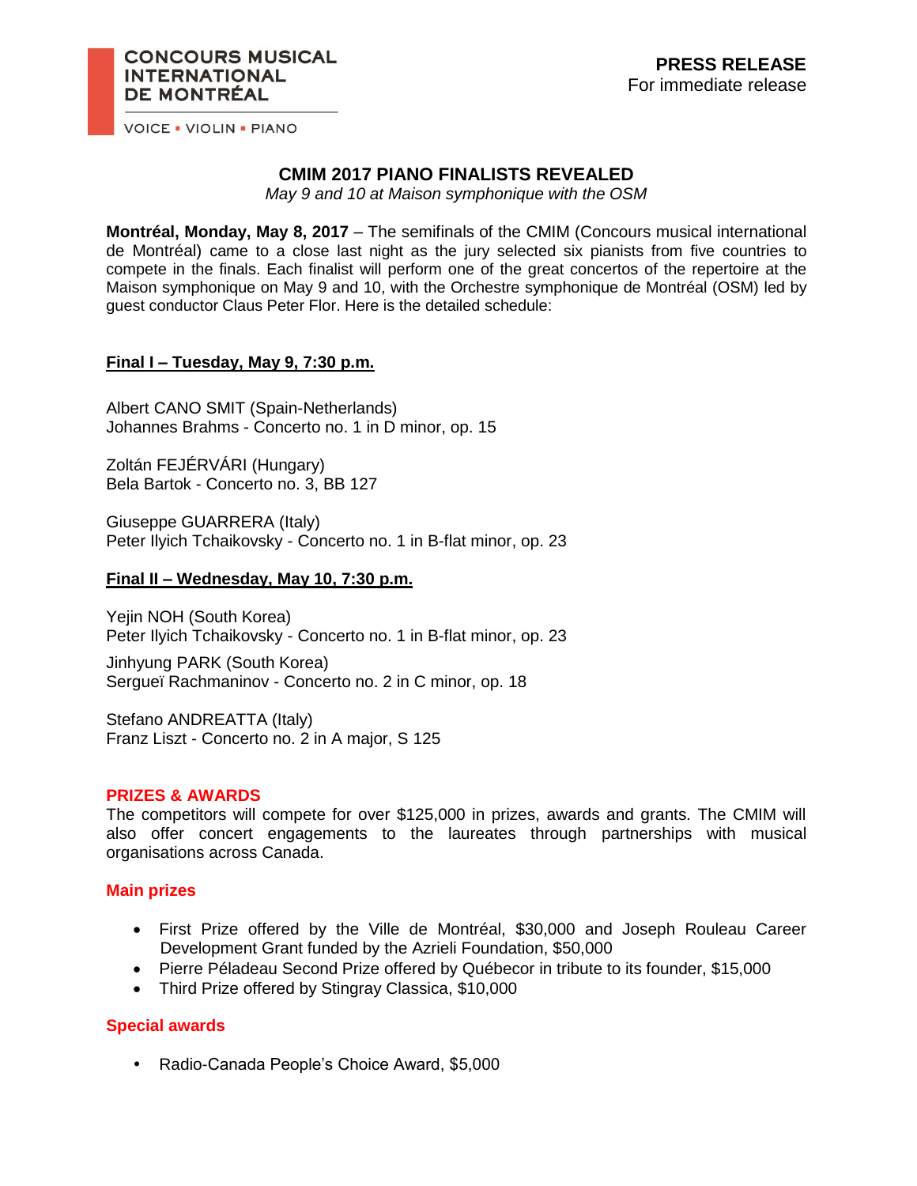CONCOURS MUSICAL INTERNATIONAL DE MONTRÉAL

VOICE ▪ VIOLIN ▪ PIANO

**PRESS RELEASE**
For immediate release

# CMIM 2017 PIANO FINALISTS REVEALED

*May 9 and 10 at Maison symphonique with the OSM*

**Montréal, Monday, May 8, 2017** – The semifinals of the CMIM (Concours musical international de Montréal) came to a close last night as the jury selected six pianists from five countries to compete in the finals. Each finalist will perform one of the great concertos of the repertoire at the Maison symphonique on May 9 and 10, with the Orchestre symphonique de Montréal (OSM) led by guest conductor Claus Peter Flor. Here is the detailed schedule:

## Final I – Tuesday, May 9, 7:30 p.m.

Albert CANO SMIT (Spain-Netherlands)
Johannes Brahms - Concerto no. 1 in D minor, op. 15

Zoltán FEJÉRVÁRI (Hungary)
Bela Bartok - Concerto no. 3, BB 127

Giuseppe GUARRERA (Italy)
Peter Ilyich Tchaikovsky - Concerto no. 1 in B-flat minor, op. 23

## Final II – Wednesday, May 10, 7:30 p.m.

Yejin NOH (South Korea)
Peter Ilyich Tchaikovsky - Concerto no. 1 in B-flat minor, op. 23

Jinhyung PARK (South Korea)
Sergueï Rachmaninov - Concerto no. 2 in C minor, op. 18

Stefano ANDREATTA (Italy)
Franz Liszt - Concerto no. 2 in A major, S 125

## PRIZES & AWARDS

The competitors will compete for over $125,000 in prizes, awards and grants. The CMIM will also offer concert engagements to the laureates through partnerships with musical organisations across Canada.

### Main prizes

- First Prize offered by the Ville de Montréal, $30,000 and Joseph Rouleau Career Development Grant funded by the Azrieli Foundation, $50,000
- Pierre Péladeau Second Prize offered by Québecor in tribute to its founder, $15,000
- Third Prize offered by Stingray Classica, $10,000

### Special awards

- Radio-Canada People's Choice Award, $5,000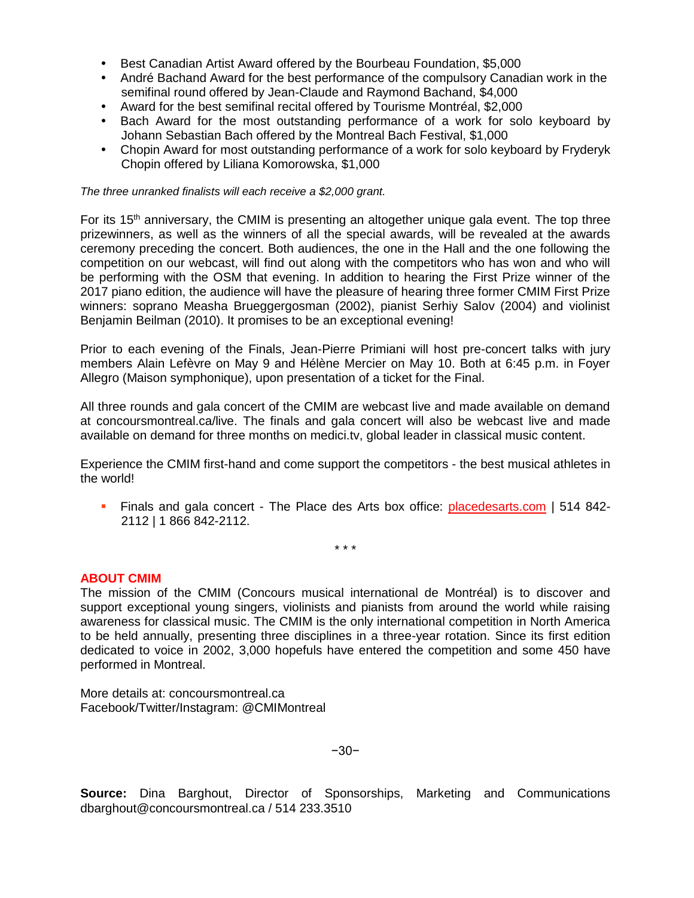- Best Canadian Artist Award offered by the Bourbeau Foundation, $5,000
- André Bachand Award for the best performance of the compulsory Canadian work in the semifinal round offered by Jean-Claude and Raymond Bachand, $4,000
- Award for the best semifinal recital offered by Tourisme Montréal, $2,000
- Bach Award for the most outstanding performance of a work for solo keyboard by Johann Sebastian Bach offered by the Montreal Bach Festival, $1,000
- Chopin Award for most outstanding performance of a work for solo keyboard by Fryderyk Chopin offered by Liliana Komorowska, $1,000

*The three unranked finalists will each receive a $2,000 grant.*

For its 15th anniversary, the CMIM is presenting an altogether unique gala event. The top three prizewinners, as well as the winners of all the special awards, will be revealed at the awards ceremony preceding the concert. Both audiences, the one in the Hall and the one following the competition on our webcast, will find out along with the competitors who has won and who will be performing with the OSM that evening. In addition to hearing the First Prize winner of the 2017 piano edition, the audience will have the pleasure of hearing three former CMIM First Prize winners: soprano Measha Brueggergosman (2002), pianist Serhiy Salov (2004) and violinist Benjamin Beilman (2010). It promises to be an exceptional evening!

Prior to each evening of the Finals, Jean-Pierre Primiani will host pre-concert talks with jury members Alain Lefèvre on May 9 and Hélène Mercier on May 10. Both at 6:45 p.m. in Foyer Allegro (Maison symphonique), upon presentation of a ticket for the Final.

All three rounds and gala concert of the CMIM are webcast live and made available on demand at concoursmontreal.ca/live. The finals and gala concert will also be webcast live and made available on demand for three months on medici.tv, global leader in classical music content.

Experience the CMIM first-hand and come support the competitors - the best musical athletes in the world!

- Finals and gala concert - The Place des Arts box office: placedesarts.com | 514 842-2112 | 1 866 842-2112.

\* \* \*

## ABOUT CMIM

The mission of the CMIM (Concours musical international de Montréal) is to discover and support exceptional young singers, violinists and pianists from around the world while raising awareness for classical music. The CMIM is the only international competition in North America to be held annually, presenting three disciplines in a three-year rotation. Since its first edition dedicated to voice in 2002, 3,000 hopefuls have entered the competition and some 450 have performed in Montreal.

More details at: concoursmontreal.ca
Facebook/Twitter/Instagram: @CMIMontreal

−30−

**Source:** Dina Barghout, Director of Sponsorships, Marketing and Communications dbarghout@concoursmontreal.ca / 514 233.3510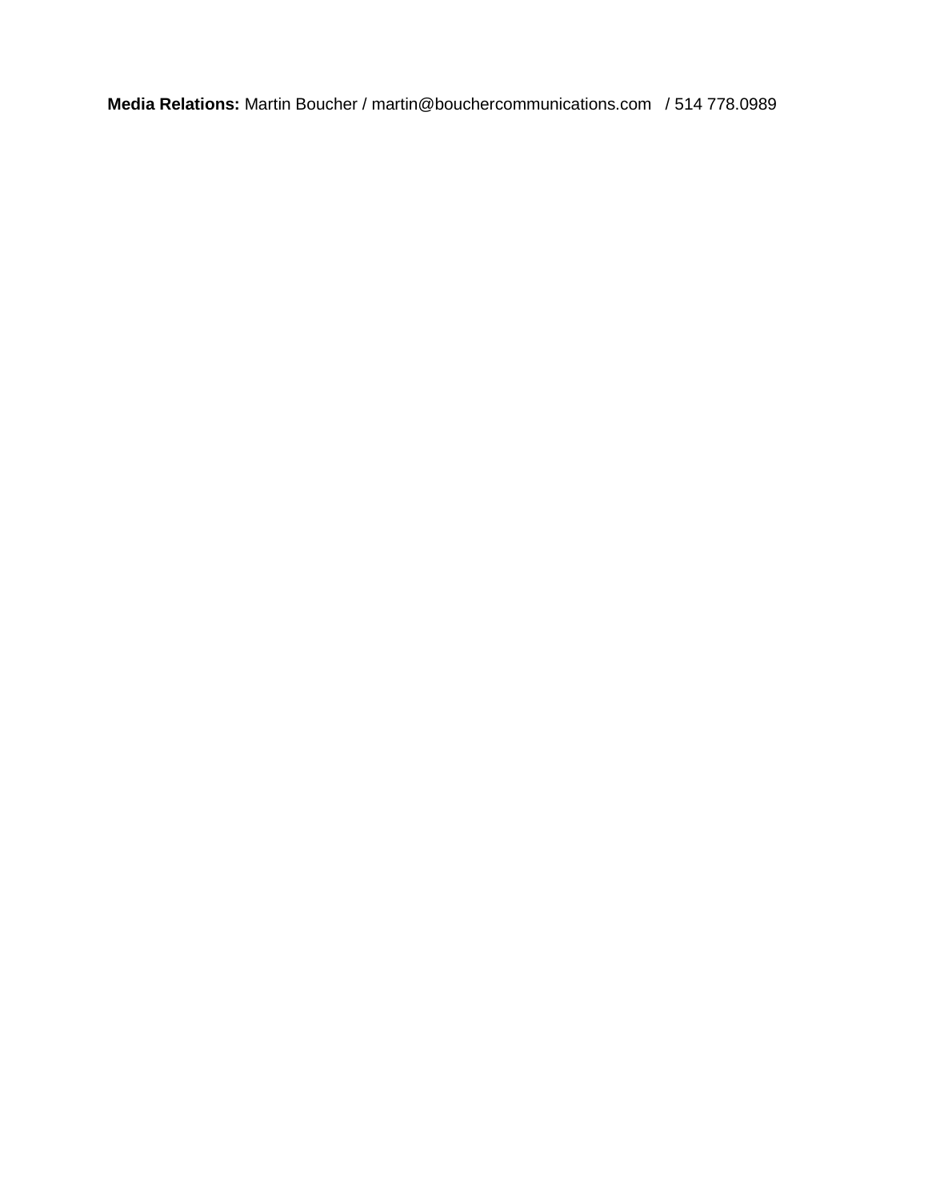**Media Relations:** Martin Boucher / martin@bouchercommunications.com / 514 778.0989